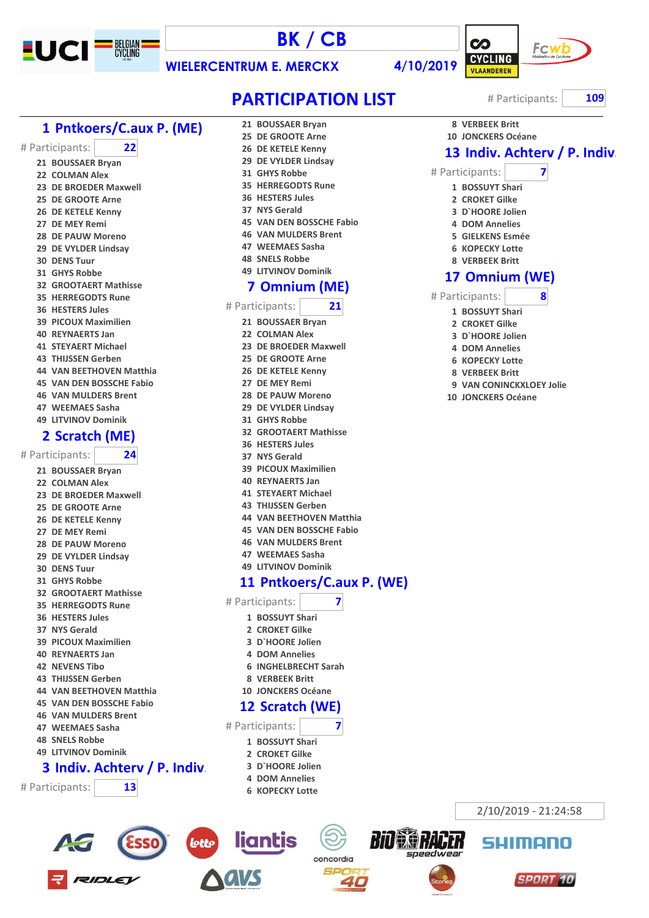# BK / CB

WIELERCENTRUM E. MERCKX 4/10/2019

## PARTICIPATION LIST

# Participants: 109

### 1 Pntkoers/C.aux P. (ME)

# Participants: 22

- 21 BOUSSAER Bryan
- 22 COLMAN Alex
- 23 DE BROEDER Maxwell
- 25 DE GROOTE Arne
- 26 DE KETELE Kenny
- 27 DE MEY Remi
- 28 DE PAUW Moreno
- 29 DE VYLDER Lindsay
- 30 DENS Tuur
- 31 GHYS Robbe
- 32 GROOTAERT Mathisse
- 35 HERREGODTS Rune
- 36 HESTERS Jules
- 39 PICOUX Maximilien
- 40 REYNAERTS Jan
- 41 STEYAERT Michael
- 43 THIJSSEN Gerben
- 44 VAN BEETHOVEN Matthia
- 45 VAN DEN BOSSCHE Fabio
- 46 VAN MULDERS Brent
- 47 WEEMAES Sasha
- 49 LITVINOV Dominik

### 2 Scratch (ME)

# Participants: 24

- 21 BOUSSAER Bryan
- 22 COLMAN Alex
- 23 DE BROEDER Maxwell
- 25 DE GROOTE Arne
- 26 DE KETELE Kenny
- 27 DE MEY Remi
- 28 DE PAUW Moreno
- 29 DE VYLDER Lindsay
- 30 DENS Tuur
- 31 GHYS Robbe
- 32 GROOTAERT Mathisse
- 35 HERREGODTS Rune
- 36 HESTERS Jules
- 37 NYS Gerald
- 39 PICOUX Maximilien
- 40 REYNAERTS Jan
- 42 NEVENS Tibo
- 43 THIJSSEN Gerben
- 44 VAN BEETHOVEN Matthia
- 45 VAN DEN BOSSCHE Fabio
- 46 VAN MULDERS Brent
- 47 WEEMAES Sasha
- 48 SNELS Robbe
- 49 LITVINOV Dominik

### 3 Indiv. Achterv / P. Indiv.

# Participants: 13

- 21 BOUSSAER Bryan
- 25 DE GROOTE Arne
- 26 DE KETELE Kenny
- 29 DE VYLDER Lindsay
- 31 GHYS Robbe
- 35 HERREGODTS Rune
- 36 HESTERS Jules
- 37 NYS Gerald
- 45 VAN DEN BOSSCHE Fabio
- 46 VAN MULDERS Brent
- 47 WEEMAES Sasha
- 48 SNELS Robbe
- 49 LITVINOV Dominik

### 7 Omnium (ME)

# Participants: 21

- 21 BOUSSAER Bryan
- 22 COLMAN Alex
- 23 DE BROEDER Maxwell
- 25 DE GROOTE Arne
- 26 DE KETELE Kenny
- 27 DE MEY Remi
- 28 DE PAUW Moreno
- 29 DE VYLDER Lindsay
- 31 GHYS Robbe
- 32 GROOTAERT Mathisse
- 36 HESTERS Jules
- 37 NYS Gerald
- 39 PICOUX Maximilien
- 40 REYNAERTS Jan
- 41 STEYAERT Michael
- 43 THIJSSEN Gerben
- 44 VAN BEETHOVEN Matthia
- 45 VAN DEN BOSSCHE Fabio
- 46 VAN MULDERS Brent
- 47 WEEMAES Sasha
- 49 LITVINOV Dominik

### 11 Pntkoers/C.aux P. (WE)

# Participants: 7

- 1 BOSSUYT Shari
- 2 CROKET Gilke
- 3 D`HOORE Jolien
- 4 DOM Annelies
- 6 INGHELBRECHT Sarah
- 8 VERBEEK Britt
- 10 JONCKERS Océane

### 12 Scratch (WE)

# Participants: 7

- 1 BOSSUYT Shari
- 2 CROKET Gilke
- 3 D`HOORE Jolien
- 4 DOM Annelies
- 6 KOPECKY Lotte
- 8 VERBEEK Britt
- 10 JONCKERS Océane

### 13 Indiv. Achterv / P. Indiv.

# Participants: 7

- 1 BOSSUYT Shari
- 2 CROKET Gilke
- 3 D`HOORE Jolien
- 4 DOM Annelies
- 5 GIELKENS Esmée
- 6 KOPECKY Lotte
- 8 VERBEEK Britt

### 17 Omnium (WE)

# Participants: 8

- 1 BOSSUYT Shari
- 2 CROKET Gilke
- 3 D`HOORE Jolien
- 4 DOM Annelies
- 6 KOPECKY Lotte
- 8 VERBEEK Britt
- 9 VAN CONINCKXLOEY Jolie
- 10 JONCKERS Océane

2/10/2019 - 21:24:58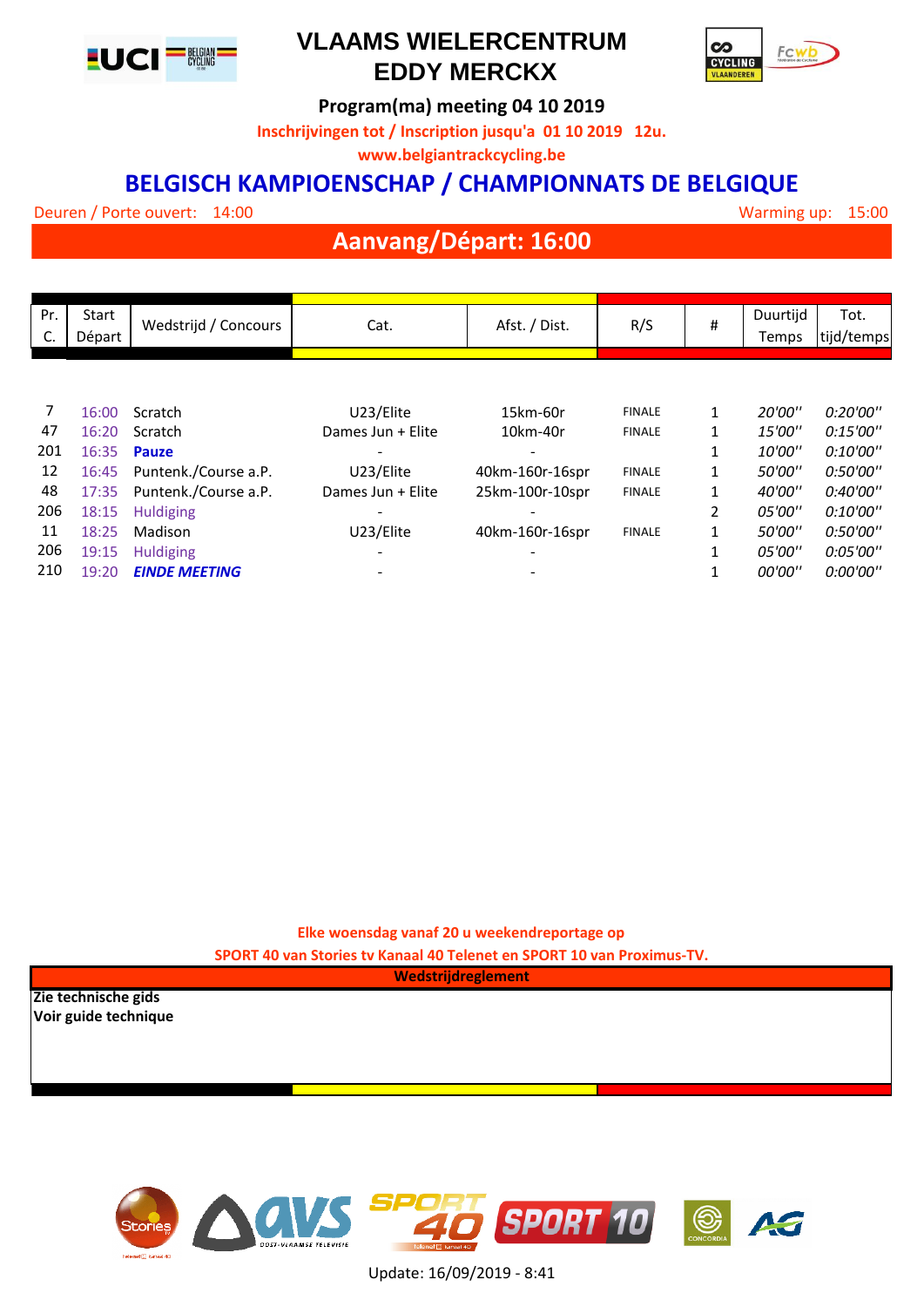# VLAAMS WIELERCENTRUM EDDY MERCKX

**Program(ma) meeting 04 10 2019**

**Inschrijvingen tot / Inscription jusqu'a 01 10 2019 12u.**

**www.belgiantrackcycling.be**

## BELGISCH KAMPIOENSCHAP / CHAMPIONNATS DE BELGIQUE

Deuren / Porte ouvert: 14:00 — Warming up: 15:00

## Aanvang/Départ: 16:00

| Pr. C. | Start Départ | Wedstrijd / Concours | Cat. | Afst. / Dist. | R/S | # | Duurtijd Temps | Tot. tijd/temps |
|---|---|---|---|---|---|---|---|---|
| 7 | 16:00 | Scratch | U23/Elite | 15km-60r | FINALE | 1 | *20'00''* | *0:20'00''* |
| 47 | 16:20 | Scratch | Dames Jun + Elite | 10km-40r | FINALE | 1 | *15'00''* | *0:15'00''* |
| 201 | 16:35 | **Pauze** | - | - | | 1 | *10'00''* | *0:10'00''* |
| 12 | 16:45 | Puntenk./Course a.P. | U23/Elite | 40km-160r-16spr | FINALE | 1 | *50'00''* | *0:50'00''* |
| 48 | 17:35 | Puntenk./Course a.P. | Dames Jun + Elite | 25km-100r-10spr | FINALE | 1 | *40'00''* | *0:40'00''* |
| 206 | 18:15 | Huldiging | - | - | | 2 | *05'00''* | *0:10'00''* |
| 11 | 18:25 | Madison | U23/Elite | 40km-160r-16spr | FINALE | 1 | *50'00''* | *0:50'00''* |
| 206 | 19:15 | Huldiging | - | - | | 1 | *05'00''* | *0:05'00''* |
| 210 | 19:20 | ***EINDE MEETING*** | - | - | | 1 | *00'00''* | *0:00'00''* |

**Elke woensdag vanaf 20 u weekendreportage op**
**SPORT 40 van Stories tv Kanaal 40 Telenet en SPORT 10 van Proximus-TV.**

**Wedstrijdreglement**

**Zie technische gids**
**Voir guide technique**

Update: 16/09/2019 - 8:41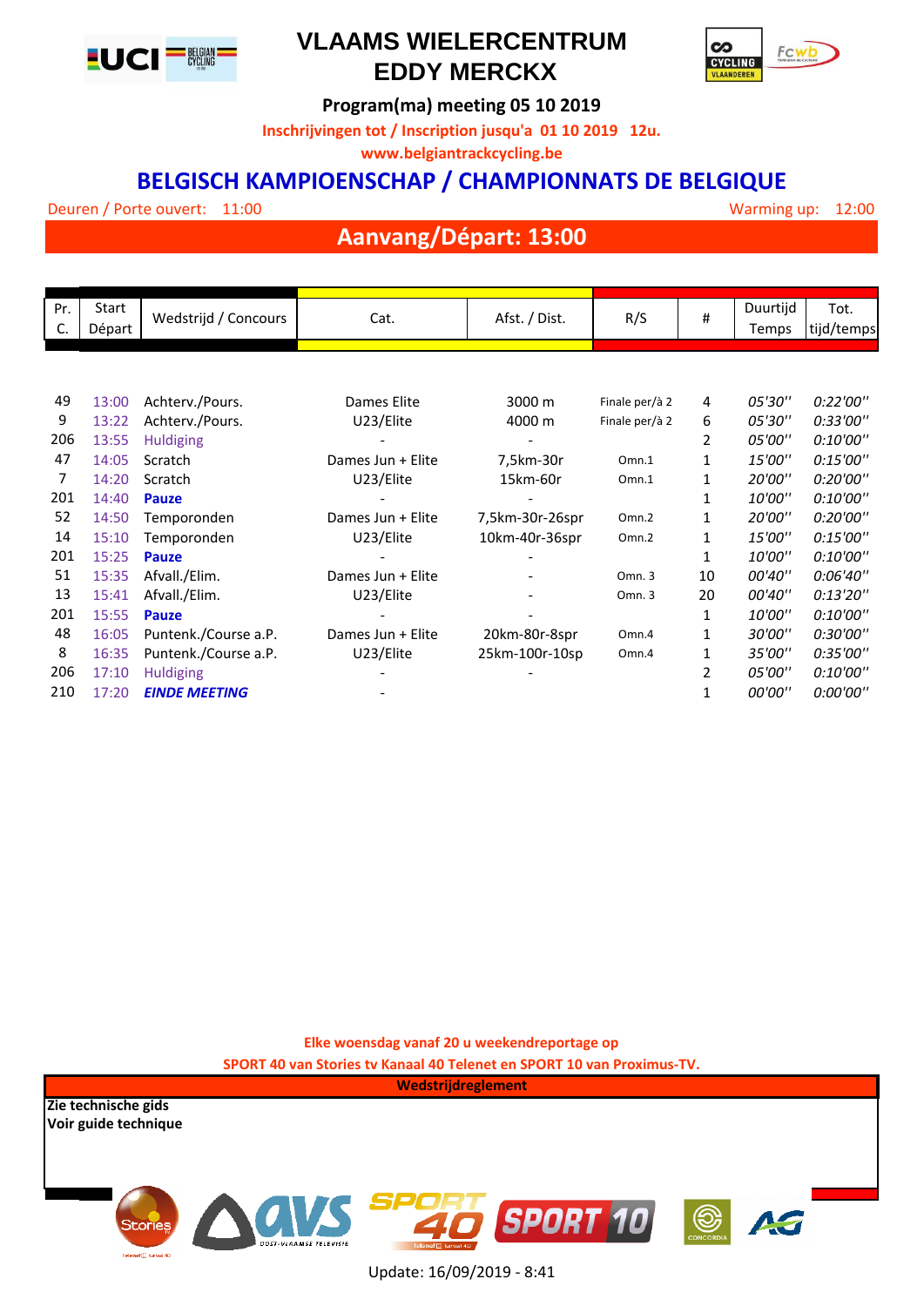# VLAAMS WIELERCENTRUM EDDY MERCKX

**Program(ma) meeting 05 10 2019**

**Inschrijvingen tot / Inscription jusqu'a 01 10 2019 12u.**

**www.belgiantrackcycling.be**

## BELGISCH KAMPIOENSCHAP / CHAMPIONNATS DE BELGIQUE

Deuren / Porte ouvert: 11:00 Warming up: 12:00

## Aanvang/Départ: 13:00

| Pr. C. | Start Départ | Wedstrijd / Concours | Cat. | Afst. / Dist. | R/S | # | Duurtijd Temps | Tot. tijd/temps |
|---|---|---|---|---|---|---|---|---|
| 49 | 13:00 | Achterv./Pours. | Dames Elite | 3000 m | Finale per/à 2 | 4 | 05'30'' | 0:22'00'' |
| 9 | 13:22 | Achterv./Pours. | U23/Elite | 4000 m | Finale per/à 2 | 6 | 05'30'' | 0:33'00'' |
| 206 | 13:55 | Huldiging | - | - | | 2 | 05'00'' | 0:10'00'' |
| 47 | 14:05 | Scratch | Dames Jun + Elite | 7,5km-30r | Omn.1 | 1 | 15'00'' | 0:15'00'' |
| 7 | 14:20 | Scratch | U23/Elite | 15km-60r | Omn.1 | 1 | 20'00'' | 0:20'00'' |
| 201 | 14:40 | **Pauze** | - | - | | 1 | 10'00'' | 0:10'00'' |
| 52 | 14:50 | Temporonden | Dames Jun + Elite | 7,5km-30r-26spr | Omn.2 | 1 | 20'00'' | 0:20'00'' |
| 14 | 15:10 | Temporonden | U23/Elite | 10km-40r-36spr | Omn.2 | 1 | 15'00'' | 0:15'00'' |
| 201 | 15:25 | **Pauze** | - | - | | 1 | 10'00'' | 0:10'00'' |
| 51 | 15:35 | Afvall./Elim. | Dames Jun + Elite | - | Omn. 3 | 10 | 00'40'' | 0:06'40'' |
| 13 | 15:41 | Afvall./Elim. | U23/Elite | - | Omn. 3 | 20 | 00'40'' | 0:13'20'' |
| 201 | 15:55 | **Pauze** | - | - | | 1 | 10'00'' | 0:10'00'' |
| 48 | 16:05 | Puntenk./Course a.P. | Dames Jun + Elite | 20km-80r-8spr | Omn.4 | 1 | 30'00'' | 0:30'00'' |
| 8 | 16:35 | Puntenk./Course a.P. | U23/Elite | 25km-100r-10sp | Omn.4 | 1 | 35'00'' | 0:35'00'' |
| 206 | 17:10 | Huldiging | - | - | | 2 | 05'00'' | 0:10'00'' |
| 210 | 17:20 | ***EINDE MEETING*** | - | | | 1 | 00'00'' | 0:00'00'' |

**Elke woensdag vanaf 20 u weekendreportage op**

**SPORT 40 van Stories tv Kanaal 40 Telenet en SPORT 10 van Proximus-TV.**

**Wedstrijdreglement**

**Zie technische gids**
**Voir guide technique**

Update: 16/09/2019 - 8:41